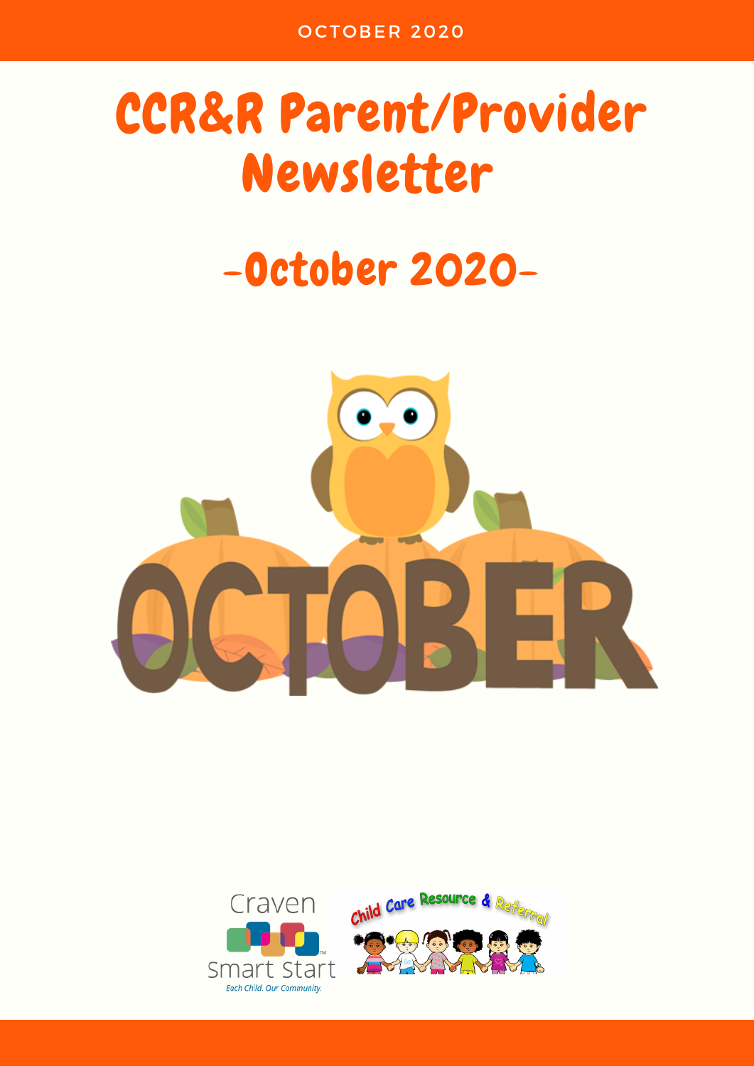OCTOBER 2020

# CCR&R Parent/Provider Newsletter

## -October 2020-

OCTOBER

Craven Smart Start

Each Child. Our Community.

Child Care Resource & Referral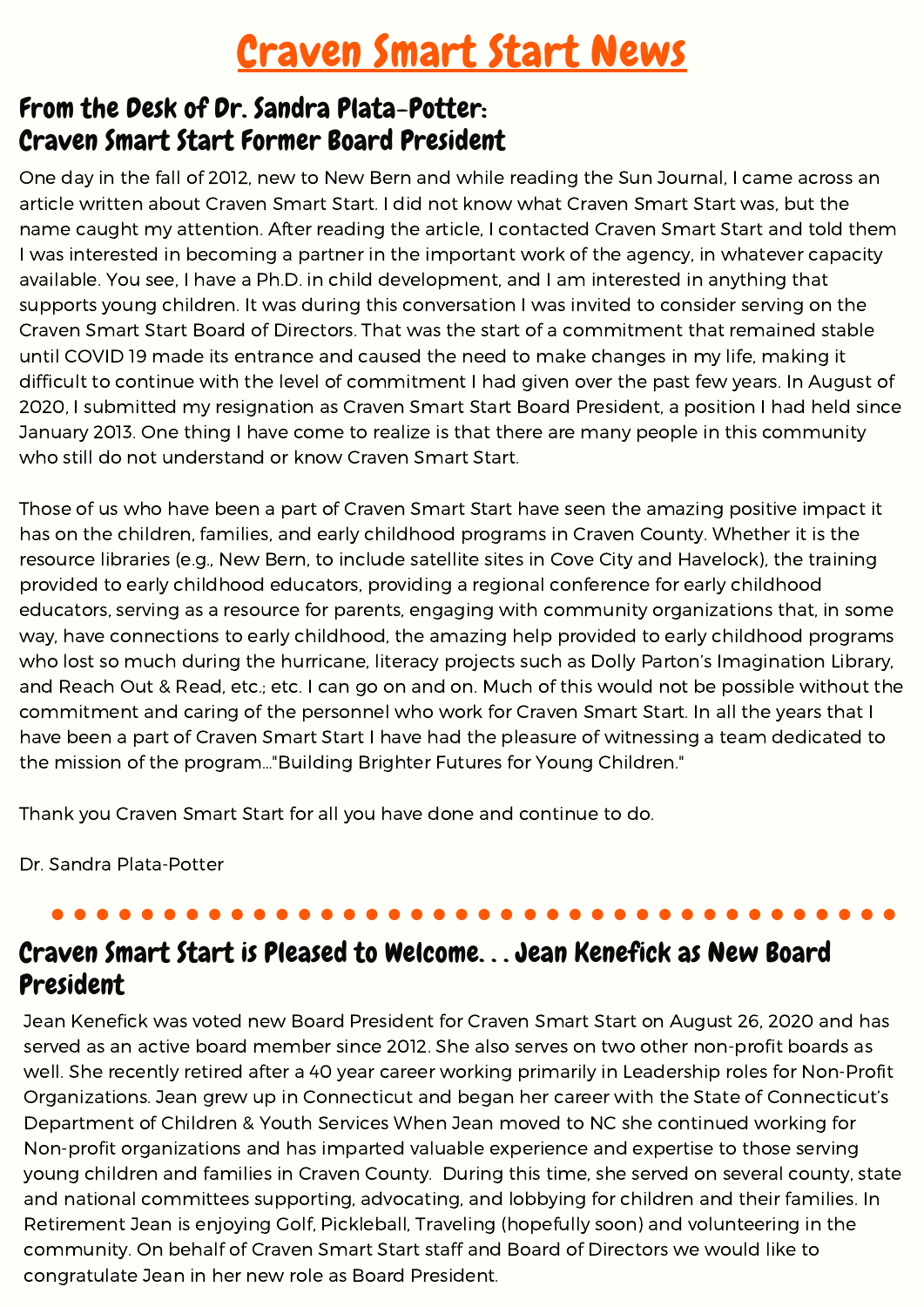# Craven Smart Start News

## From the Desk of Dr. Sandra Plata-Potter: Craven Smart Start Former Board President

One day in the fall of 2012, new to New Bern and while reading the Sun Journal, I came across an article written about Craven Smart Start. I did not know what Craven Smart Start was, but the name caught my attention. After reading the article, I contacted Craven Smart Start and told them I was interested in becoming a partner in the important work of the agency, in whatever capacity available. You see, I have a Ph.D. in child development, and I am interested in anything that supports young children. It was during this conversation I was invited to consider serving on the Craven Smart Start Board of Directors. That was the start of a commitment that remained stable until COVID 19 made its entrance and caused the need to make changes in my life, making it difficult to continue with the level of commitment I had given over the past few years. In August of 2020, I submitted my resignation as Craven Smart Start Board President, a position I had held since January 2013. One thing I have come to realize is that there are many people in this community who still do not understand or know Craven Smart Start.

Those of us who have been a part of Craven Smart Start have seen the amazing positive impact it has on the children, families, and early childhood programs in Craven County. Whether it is the resource libraries (e.g., New Bern, to include satellite sites in Cove City and Havelock), the training provided to early childhood educators, providing a regional conference for early childhood educators, serving as a resource for parents, engaging with community organizations that, in some way, have connections to early childhood, the amazing help provided to early childhood programs who lost so much during the hurricane, literacy projects such as Dolly Parton's Imagination Library, and Reach Out & Read, etc.; etc. I can go on and on. Much of this would not be possible without the commitment and caring of the personnel who work for Craven Smart Start. In all the years that I have been a part of Craven Smart Start I have had the pleasure of witnessing a team dedicated to the mission of the program..."Building Brighter Futures for Young Children."

Thank you Craven Smart Start for all you have done and continue to do.

Dr. Sandra Plata-Potter

## Craven Smart Start is Pleased to Welcome. . . Jean Kenefick as New Board President

Jean Kenefick was voted new Board President for Craven Smart Start on August 26, 2020 and has served as an active board member since 2012. She also serves on two other non-profit boards as well. She recently retired after a 40 year career working primarily in Leadership roles for Non-Profit Organizations. Jean grew up in Connecticut and began her career with the State of Connecticut's Department of Children & Youth Services When Jean moved to NC she continued working for Non-profit organizations and has imparted valuable experience and expertise to those serving young children and families in Craven County. During this time, she served on several county, state and national committees supporting, advocating, and lobbying for children and their families. In Retirement Jean is enjoying Golf, Pickleball, Traveling (hopefully soon) and volunteering in the community. On behalf of Craven Smart Start staff and Board of Directors we would like to congratulate Jean in her new role as Board President.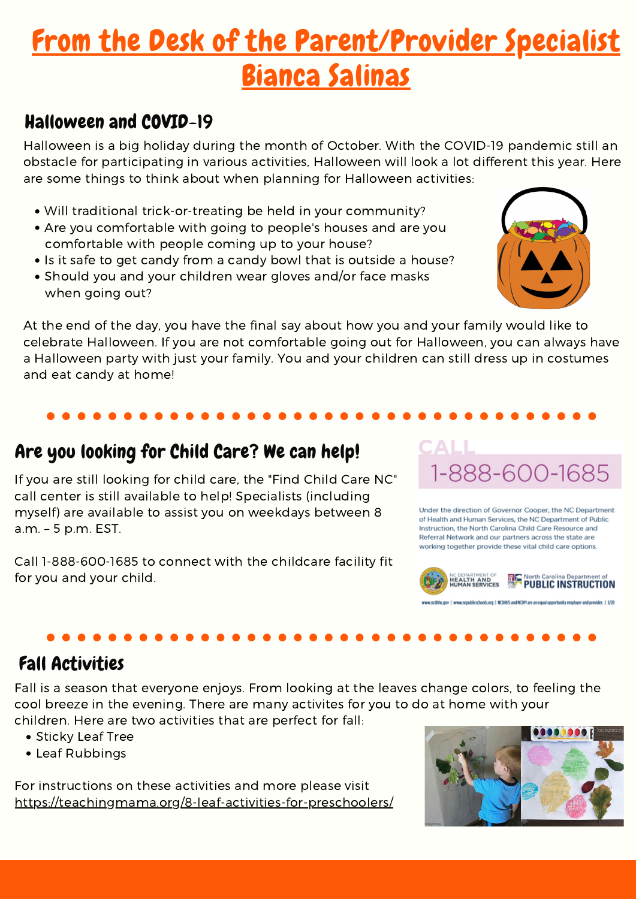# From the Desk of the Parent/Provider Specialist Bianca Salinas

## Halloween and COVID-19

Halloween is a big holiday during the month of October. With the COVID-19 pandemic still an obstacle for participating in various activities, Halloween will look a lot different this year. Here are some things to think about when planning for Halloween activities:

- Will traditional trick-or-treating be held in your community?
- Are you comfortable with going to people's houses and are you comfortable with people coming up to your house?
- Is it safe to get candy from a candy bowl that is outside a house?
- Should you and your children wear gloves and/or face masks when going out?

At the end of the day, you have the final say about how you and your family would like to celebrate Halloween. If you are not comfortable going out for Halloween, you can always have a Halloween party with just your family. You and your children can still dress up in costumes and eat candy at home!

## Are you looking for Child Care? We can help!

If you are still looking for child care, the "Find Child Care NC" call center is still available to help! Specialists (including myself) are available to assist you on weekdays between 8 a.m. – 5 p.m. EST.

Call 1-888-600-1685 to connect with the childcare facility fit for you and your child.

CALL 1-888-600-1685

Under the direction of Governor Cooper, the NC Department of Health and Human Services, the NC Department of Public Instruction, the North Carolina Child Care Resource and Referral Network and our partners across the state are working together provide these vital child care options.

NC Department of Health and Human Services | North Carolina Department of Public Instruction

www.ncdhhs.gov | www.ncpublicschools.org | NCDHHS and NCDPI are an equal opportunity employer and provider. | 3/20

## Fall Activities

Fall is a season that everyone enjoys. From looking at the leaves change colors, to feeling the cool breeze in the evening. There are many activites for you to do at home with your children. Here are two activities that are perfect for fall:

- Sticky Leaf Tree
- Leaf Rubbings

For instructions on these activities and more please visit https://teachingmama.org/8-leaf-activities-for-preschoolers/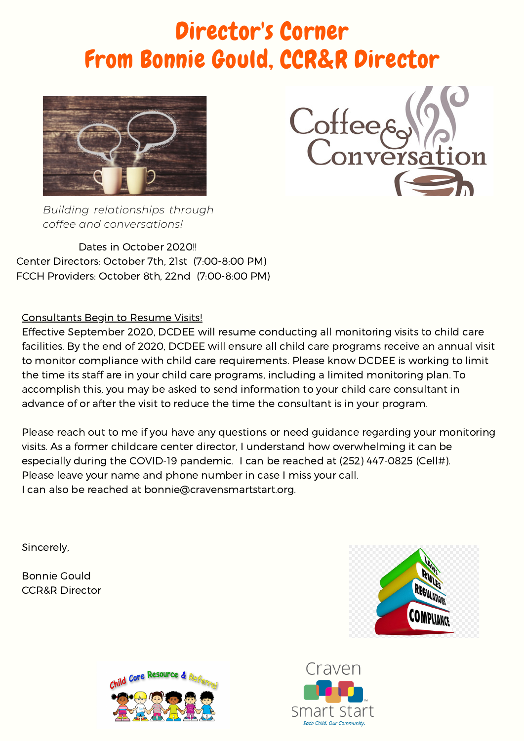# Director's Corner
# From Bonnie Gould, CCR&R Director

*Building relationships through coffee and conversations!*

Dates in October 2020!!
Center Directors: October 7th, 21st (7:00-8:00 PM)
FCCH Providers: October 8th, 22nd (7:00-8:00 PM)

<u>Consultants Begin to Resume Visits!</u>
Effective September 2020, DCDEE will resume conducting all monitoring visits to child care facilities. By the end of 2020, DCDEE will ensure all child care programs receive an annual visit to monitor compliance with child care requirements. Please know DCDEE is working to limit the time its staff are in your child care programs, including a limited monitoring plan. To accomplish this, you may be asked to send information to your child care consultant in advance of or after the visit to reduce the time the consultant is in your program.

Please reach out to me if you have any questions or need guidance regarding your monitoring visits. As a former childcare center director, I understand how overwhelming it can be especially during the COVID-19 pandemic. I can be reached at (252) 447-0825 (Cell#). Please leave your name and phone number in case I miss your call.
I can also be reached at bonnie@cravensmartstart.org.

Sincerely,

Bonnie Gould
CCR&R Director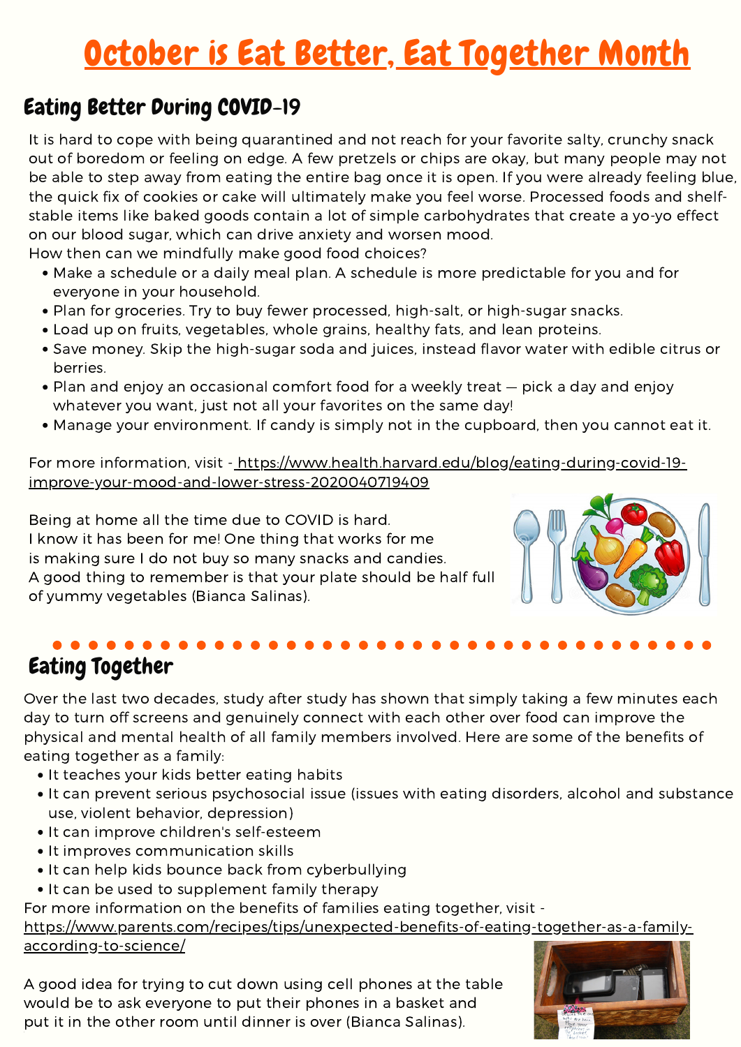# October is Eat Better, Eat Together Month

## Eating Better During COVID-19

It is hard to cope with being quarantined and not reach for your favorite salty, crunchy snack out of boredom or feeling on edge. A few pretzels or chips are okay, but many people may not be able to step away from eating the entire bag once it is open. If you were already feeling blue, the quick fix of cookies or cake will ultimately make you feel worse. Processed foods and shelf-stable items like baked goods contain a lot of simple carbohydrates that create a yo-yo effect on our blood sugar, which can drive anxiety and worsen mood.
How then can we mindfully make good food choices?

- Make a schedule or a daily meal plan. A schedule is more predictable for you and for everyone in your household.
- Plan for groceries. Try to buy fewer processed, high-salt, or high-sugar snacks.
- Load up on fruits, vegetables, whole grains, healthy fats, and lean proteins.
- Save money. Skip the high-sugar soda and juices, instead flavor water with edible citrus or berries.
- Plan and enjoy an occasional comfort food for a weekly treat — pick a day and enjoy whatever you want, just not all your favorites on the same day!
- Manage your environment. If candy is simply not in the cupboard, then you cannot eat it.

For more information, visit - https://www.health.harvard.edu/blog/eating-during-covid-19-improve-your-mood-and-lower-stress-2020040719409

Being at home all the time due to COVID is hard.
I know it has been for me! One thing that works for me is making sure I do not buy so many snacks and candies.
A good thing to remember is that your plate should be half full of yummy vegetables (Bianca Salinas).

## Eating Together

Over the last two decades, study after study has shown that simply taking a few minutes each day to turn off screens and genuinely connect with each other over food can improve the physical and mental health of all family members involved. Here are some of the benefits of eating together as a family:

- It teaches your kids better eating habits
- It can prevent serious psychosocial issue (issues with eating disorders, alcohol and substance use, violent behavior, depression)
- It can improve children's self-esteem
- It improves communication skills
- It can help kids bounce back from cyberbullying
- It can be used to supplement family therapy

For more information on the benefits of families eating together, visit - https://www.parents.com/recipes/tips/unexpected-benefits-of-eating-together-as-a-family-according-to-science/

A good idea for trying to cut down using cell phones at the table would be to ask everyone to put their phones in a basket and put it in the other room until dinner is over (Bianca Salinas).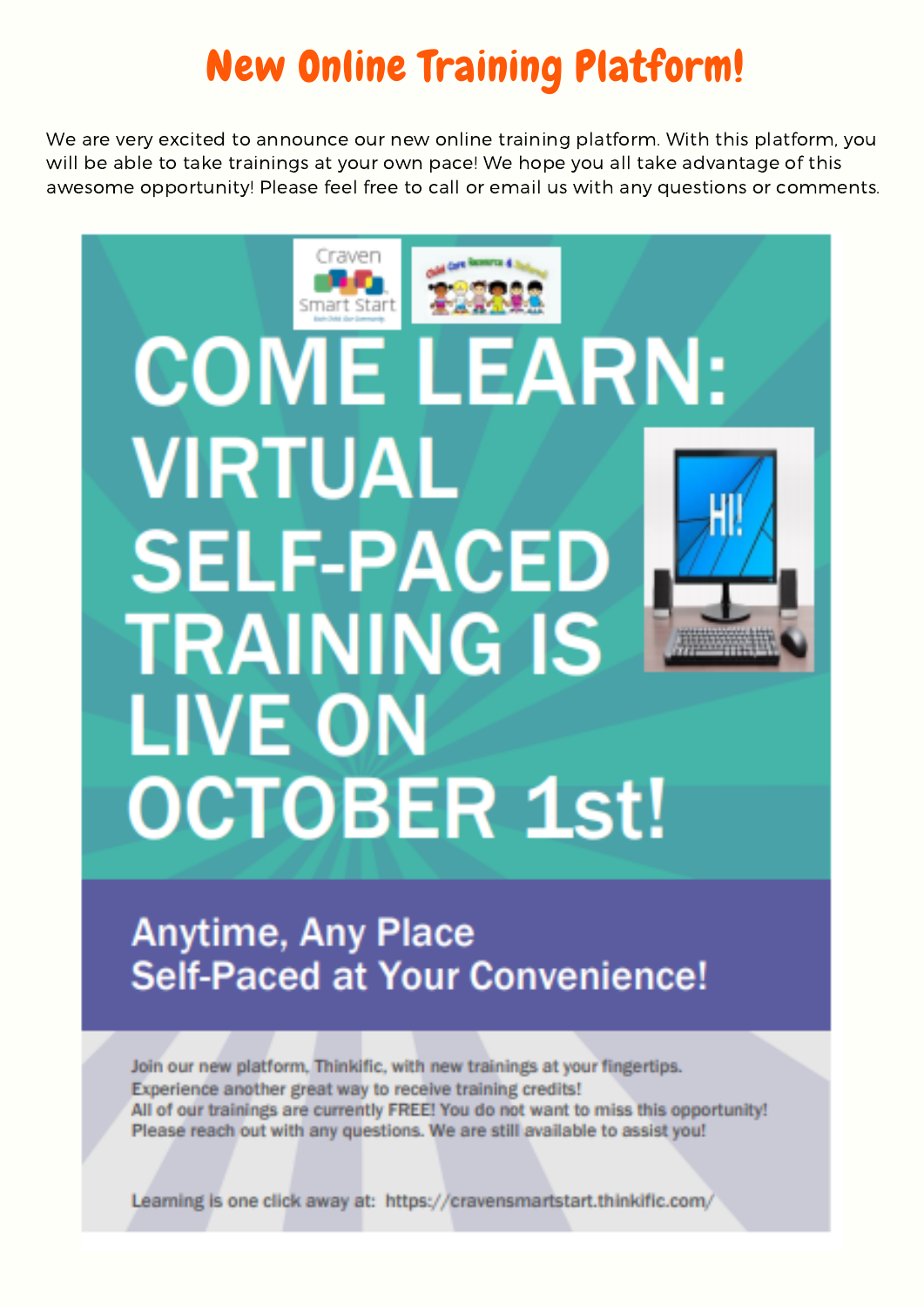# New Online Training Platform!

We are very excited to announce our new online training platform. With this platform, you will be able to take trainings at your own pace! We hope you all take advantage of this awesome opportunity! Please feel free to call or email us with any questions or comments.

Craven Smart Start

Child Care Resource & Referral

# COME LEARN: VIRTUAL SELF-PACED TRAINING IS LIVE ON OCTOBER 1st!

HI!

## Anytime, Any Place
## Self-Paced at Your Convenience!

Join our new platform, Thinkific, with new trainings at your fingertips.
Experience another great way to receive training credits!
All of our trainings are currently FREE! You do not want to miss this opportunity!
Please reach out with any questions. We are still available to assist you!

Learning is one click away at: https://cravensmartstart.thinkific.com/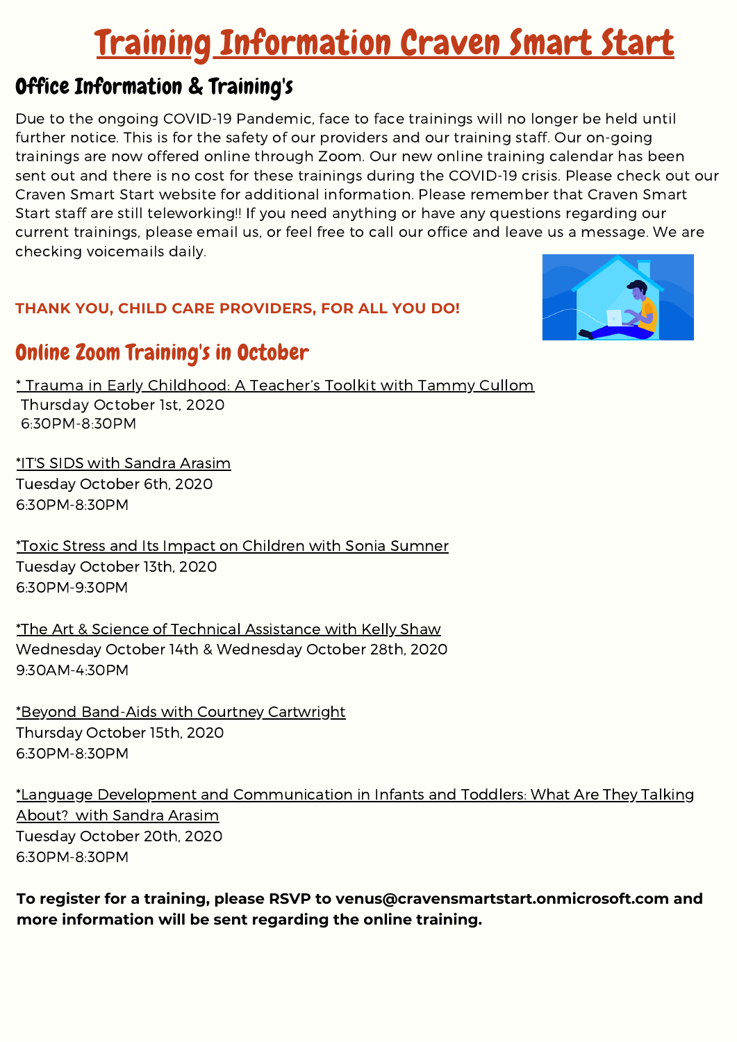# Training Information Craven Smart Start

## Office Information & Training's

Due to the ongoing COVID-19 Pandemic, face to face trainings will no longer be held until further notice. This is for the safety of our providers and our training staff. Our on-going trainings are now offered online through Zoom. Our new online training calendar has been sent out and there is no cost for these trainings during the COVID-19 crisis. Please check out our Craven Smart Start website for additional information. Please remember that Craven Smart Start staff are still teleworking!! If you need anything or have any questions regarding our current trainings, please email us, or feel free to call our office and leave us a message. We are checking voicemails daily.

**THANK YOU, CHILD CARE PROVIDERS, FOR ALL YOU DO!**

## Online Zoom Training's in October

* Trauma in Early Childhood: A Teacher's Toolkit with Tammy Cullom
Thursday October 1st, 2020
6:30PM-8:30PM

*IT'S SIDS with Sandra Arasim
Tuesday October 6th, 2020
6:30PM-8:30PM

*Toxic Stress and Its Impact on Children with Sonia Sumner
Tuesday October 13th, 2020
6:30PM-9:30PM

*The Art & Science of Technical Assistance with Kelly Shaw
Wednesday October 14th & Wednesday October 28th, 2020
9:30AM-4:30PM

*Beyond Band-Aids with Courtney Cartwright
Thursday October 15th, 2020
6:30PM-8:30PM

*Language Development and Communication in Infants and Toddlers: What Are They Talking About? with Sandra Arasim
Tuesday October 20th, 2020
6:30PM-8:30PM

**To register for a training, please RSVP to venus@cravensmartstart.onmicrosoft.com and more information will be sent regarding the online training.**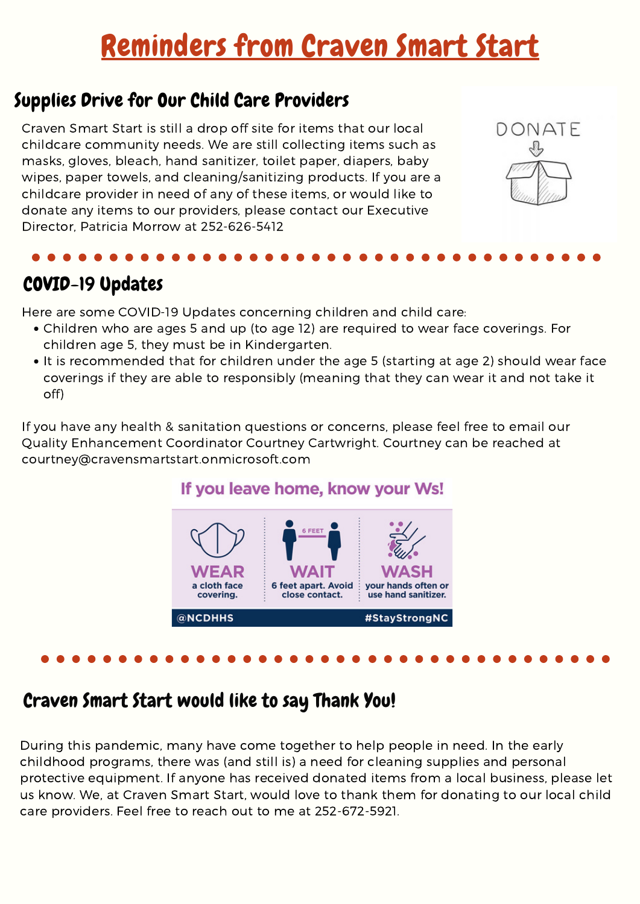# Reminders from Craven Smart Start

## Supplies Drive for Our Child Care Providers

Craven Smart Start is still a drop off site for items that our local childcare community needs. We are still collecting items such as masks, gloves, bleach, hand sanitizer, toilet paper, diapers, baby wipes, paper towels, and cleaning/sanitizing products. If you are a childcare provider in need of any of these items, or would like to donate any items to our providers, please contact our Executive Director, Patricia Morrow at 252-626-5412

## COVID-19 Updates

Here are some COVID-19 Updates concerning children and child care:

- Children who are ages 5 and up (to age 12) are required to wear face coverings. For children age 5, they must be in Kindergarten.
- It is recommended that for children under the age 5 (starting at age 2) should wear face coverings if they are able to responsibly (meaning that they can wear it and not take it off)

If you have any health & sanitation questions or concerns, please feel free to email our Quality Enhancement Coordinator Courtney Cartwright. Courtney can be reached at courtney@cravensmartstart.onmicrosoft.com

**If you leave home, know your Ws!**

**WEAR** a cloth face covering.

**WAIT** 6 feet apart. Avoid close contact.

**WASH** your hands often or use hand sanitizer.

@NCDHHS #StayStrongNC

## Craven Smart Start would like to say Thank You!

During this pandemic, many have come together to help people in need. In the early childhood programs, there was (and still is) a need for cleaning supplies and personal protective equipment. If anyone has received donated items from a local business, please let us know. We, at Craven Smart Start, would love to thank them for donating to our local child care providers. Feel free to reach out to me at 252-672-5921.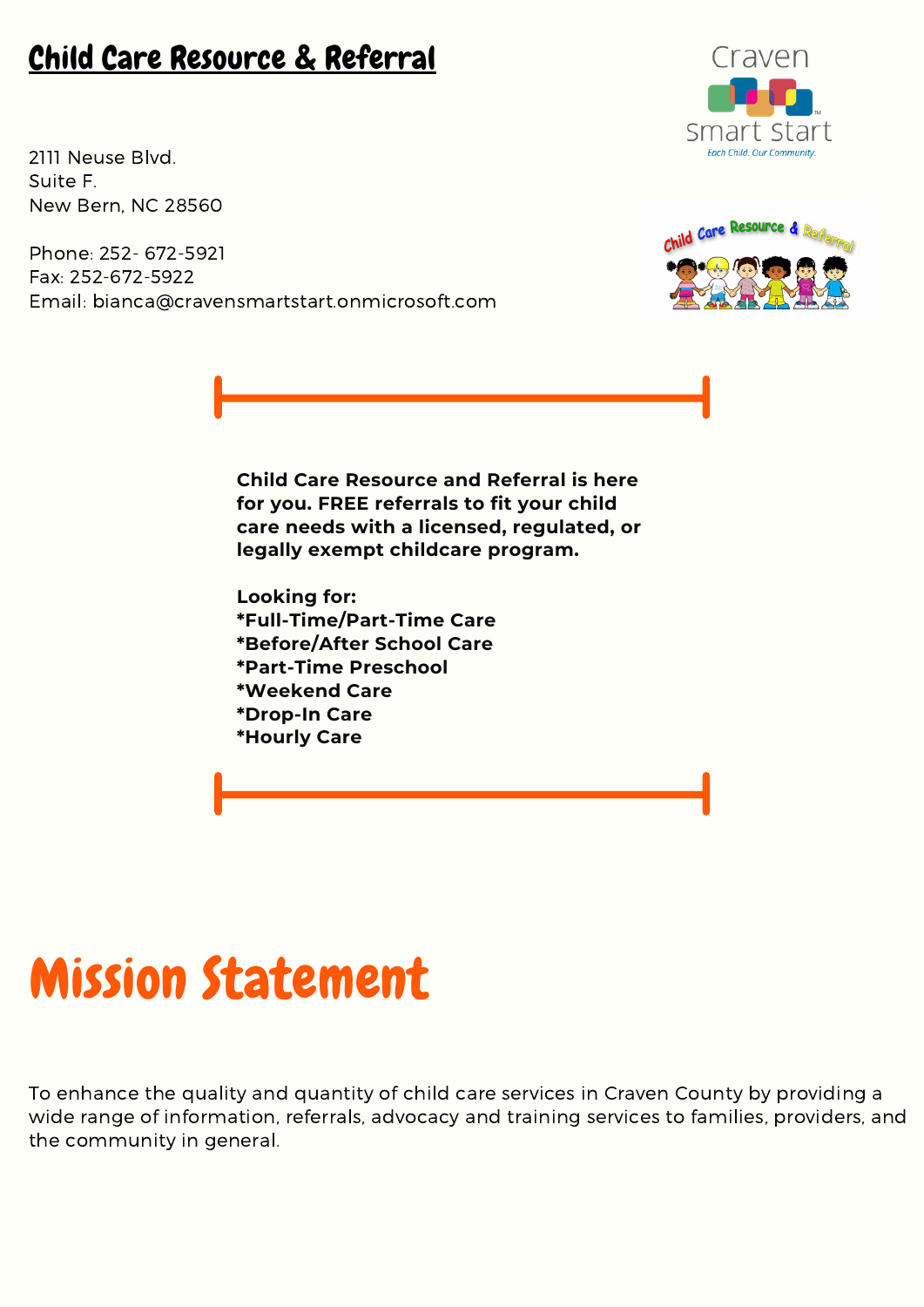# Child Care Resource & Referral

2111 Neuse Blvd.
Suite F.
New Bern, NC 28560

Phone: 252- 672-5921
Fax: 252-672-5922
Email: bianca@cravensmartstart.onmicrosoft.com

**Child Care Resource and Referral is here for you. FREE referrals to fit your child care needs with a licensed, regulated, or legally exempt childcare program.**

**Looking for:**
**\*Full-Time/Part-Time Care**
**\*Before/After School Care**
**\*Part-Time Preschool**
**\*Weekend Care**
**\*Drop-In Care**
**\*Hourly Care**

## Mission Statement

To enhance the quality and quantity of child care services in Craven County by providing a wide range of information, referrals, advocacy and training services to families, providers, and the community in general.